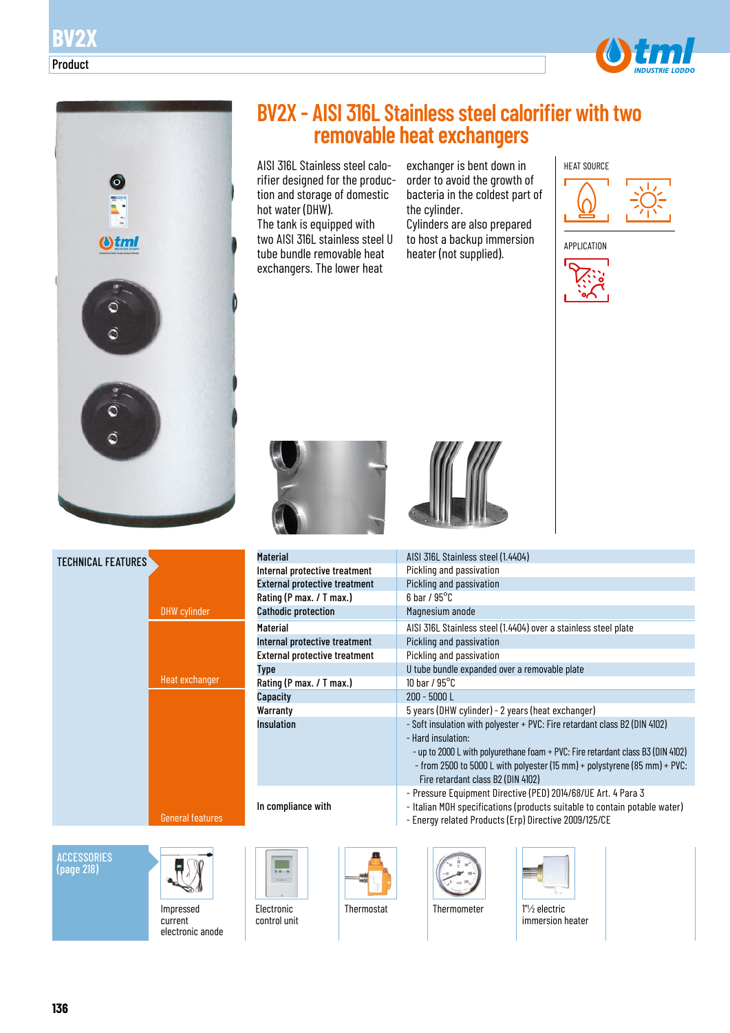# BV2X - AISI 316L Stainless steel calorifier with two removable heat exchangers

AISI 316L Stainless steel calorifier designed for the production and storage of domestic hot water (DHW).
The tank is equipped with two AISI 316L stainless steel U tube bundle removable heat exchangers. The lower heat exchanger is bent down in order to avoid the growth of bacteria in the coldest part of the cylinder.
Cylinders are also prepared to host a backup immersion heater (not supplied).

HEAT SOURCE

APPLICATION

## TECHNICAL FEATURES

| | | |
|---|---|---|
| DHW cylinder | **Material** | AISI 316L Stainless steel (1.4404) |
| | **Internal protective treatment** | Pickling and passivation |
| | **External protective treatment** | Pickling and passivation |
| | **Rating (P max. / T max.)** | 6 bar / 95°C |
| | **Cathodic protection** | Magnesium anode |
| Heat exchanger | **Material** | AISI 316L Stainless steel (1.4404) over a stainless steel plate |
| | **Internal protective treatment** | Pickling and passivation |
| | **External protective treatment** | Pickling and passivation |
| | **Type** | U tube bundle expanded over a removable plate |
| | **Rating (P max. / T max.)** | 10 bar / 95°C |
| General features | **Capacity** | 200 - 5000 L |
| | **Warranty** | 5 years (DHW cylinder) - 2 years (heat exchanger) |
| | **Insulation** | - Soft insulation with polyester + PVC: Fire retardant class B2 (DIN 4102)<br>- Hard insulation:<br>- up to 2000 L with polyurethane foam + PVC: Fire retardant class B3 (DIN 4102)<br>- from 2500 to 5000 L with polyester (15 mm) + polystyrene (85 mm) + PVC: Fire retardant class B2 (DIN 4102) |
| | **In compliance with** | - Pressure Equipment Directive (PED) 2014/68/UE Art. 4 Para 3<br>- Italian MOH specifications (products suitable to contain potable water)<br>- Energy related Products (Erp) Directive 2009/125/CE |

## ACCESSORIES (page 218)

- Impressed current electronic anode
- Electronic control unit
- Thermostat
- Thermometer
- 1"½ electric immersion heater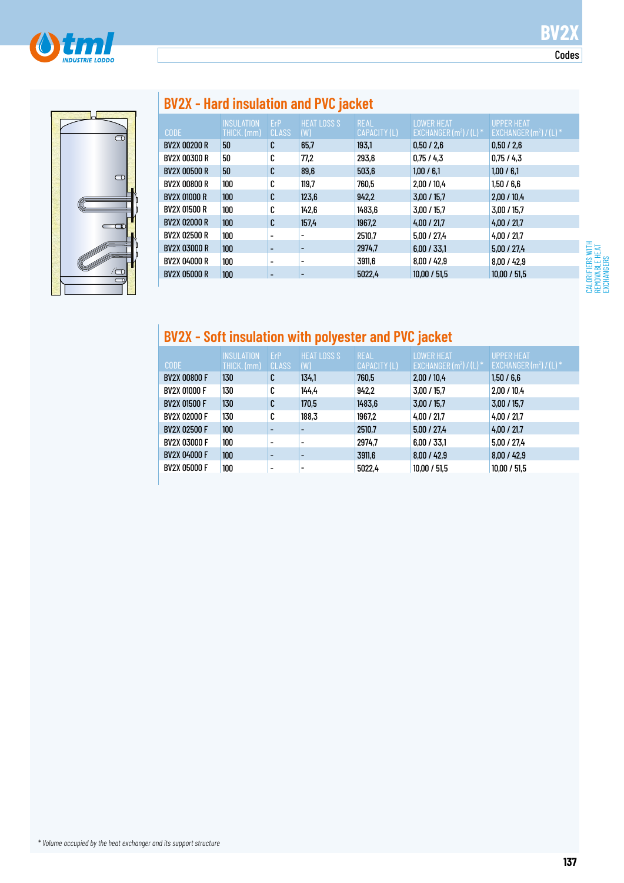## BV2X - Hard insulation and PVC jacket

| CODE | INSULATION THICK. (mm) | ErP CLASS | HEAT LOSS S (W) | REAL CAPACITY (L) | LOWER HEAT EXCHANGER (m²) / (L) * | UPPER HEAT EXCHANGER (m²) / (L) * |
|---|---|---|---|---|---|---|
| BV2X 00200 R | 50 | C | 65,7 | 193,1 | 0,50 / 2,6 | 0,50 / 2,6 |
| BV2X 00300 R | 50 | C | 77,2 | 293,6 | 0,75 / 4,3 | 0,75 / 4,3 |
| BV2X 00500 R | 50 | C | 89,6 | 503,6 | 1,00 / 6,1 | 1,00 / 6,1 |
| BV2X 00800 R | 100 | C | 119,7 | 760,5 | 2,00 / 10,4 | 1,50 / 6,6 |
| BV2X 01000 R | 100 | C | 123,6 | 942,2 | 3,00 / 15,7 | 2,00 / 10,4 |
| BV2X 01500 R | 100 | C | 142,6 | 1483,6 | 3,00 / 15,7 | 3,00 / 15,7 |
| BV2X 02000 R | 100 | C | 157,4 | 1967,2 | 4,00 / 21,7 | 4,00 / 21,7 |
| BV2X 02500 R | 100 | - | - | 2510,7 | 5,00 / 27,4 | 4,00 / 21,7 |
| BV2X 03000 R | 100 | - | - | 2974,7 | 6,00 / 33,1 | 5,00 / 27,4 |
| BV2X 04000 R | 100 | - | - | 3911,6 | 8,00 / 42,9 | 8,00 / 42,9 |
| BV2X 05000 R | 100 | - | - | 5022,4 | 10,00 / 51,5 | 10,00 / 51,5 |

## BV2X - Soft insulation with polyester and PVC jacket

| CODE | INSULATION THICK. (mm) | ErP CLASS | HEAT LOSS S (W) | REAL CAPACITY (L) | LOWER HEAT EXCHANGER (m²) / (L) * | UPPER HEAT EXCHANGER (m²) / (L) * |
|---|---|---|---|---|---|---|
| BV2X 00800 F | 130 | C | 134,1 | 760,5 | 2,00 / 10,4 | 1,50 / 6,6 |
| BV2X 01000 F | 130 | C | 144,4 | 942,2 | 3,00 / 15,7 | 2,00 / 10,4 |
| BV2X 01500 F | 130 | C | 170,5 | 1483,6 | 3,00 / 15,7 | 3,00 / 15,7 |
| BV2X 02000 F | 130 | C | 188,3 | 1967,2 | 4,00 / 21,7 | 4,00 / 21,7 |
| BV2X 02500 F | 100 | - | - | 2510,7 | 5,00 / 27,4 | 4,00 / 21,7 |
| BV2X 03000 F | 100 | - | - | 2974,7 | 6,00 / 33,1 | 5,00 / 27,4 |
| BV2X 04000 F | 100 | - | - | 3911,6 | 8,00 / 42,9 | 8,00 / 42,9 |
| BV2X 05000 F | 100 | - | - | 5022,4 | 10,00 / 51,5 | 10,00 / 51,5 |

*Volume occupied by the heat exchanger and its support structure*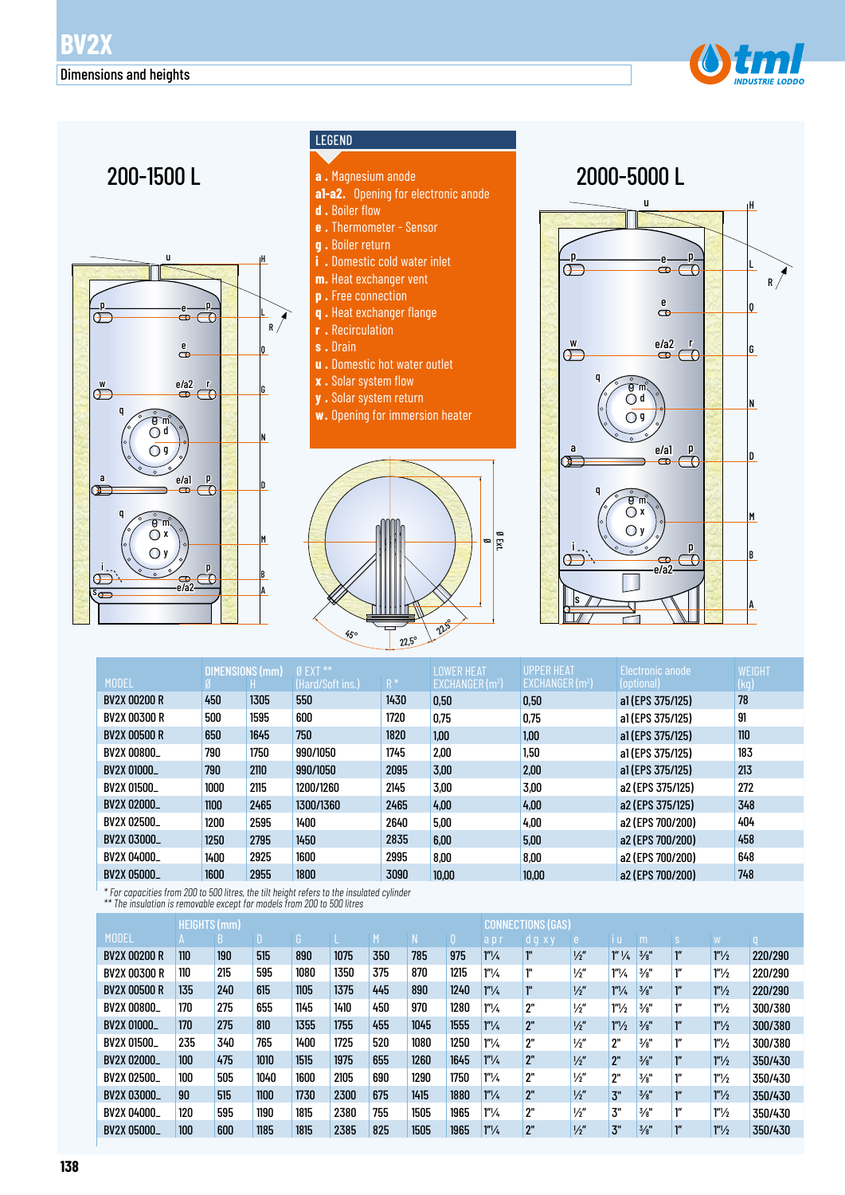# BV2X

## Dimensions and heights

### 200-1500 L

### 2000-5000 L

**LEGEND**

- **a .** Magnesium anode
- **a1-a2.** Opening for electronic anode
- **d .** Boiler flow
- **e .** Thermometer - Sensor
- **g .** Boiler return
- **i .** Domestic cold water inlet
- **m.** Heat exchanger vent
- **p .** Free connection
- **q .** Heat exchanger flange
- **r .** Recirculation
- **s .** Drain
- **u .** Domestic hot water outlet
- **x .** Solar system flow
- **y .** Solar system return
- **w.** Opening for immersion heater

| MODEL | DIMENSIONS (mm) Ø | H | Ø EXT ** (Hard/Soft ins.) | R * | LOWER HEAT EXCHANGER (m²) | UPPER HEAT EXCHANGER (m²) | Electronic anode (optional) | WEIGHT (kg) |
|---|---|---|---|---|---|---|---|---|
| BV2X 00200 R | 450 | 1305 | 550 | 1430 | 0,50 | 0,50 | a1 (EPS 375/125) | 78 |
| BV2X 00300 R | 500 | 1595 | 600 | 1720 | 0,75 | 0,75 | a1 (EPS 375/125) | 91 |
| BV2X 00500 R | 650 | 1645 | 750 | 1820 | 1,00 | 1,00 | a1 (EPS 375/125) | 110 |
| BV2X 00800_ | 790 | 1750 | 990/1050 | 1745 | 2,00 | 1,50 | a1 (EPS 375/125) | 183 |
| BV2X 01000_ | 790 | 2110 | 990/1050 | 2095 | 3,00 | 2,00 | a1 (EPS 375/125) | 213 |
| BV2X 01500_ | 1000 | 2115 | 1200/1260 | 2145 | 3,00 | 3,00 | a2 (EPS 375/125) | 272 |
| BV2X 02000_ | 1100 | 2465 | 1300/1360 | 2465 | 4,00 | 4,00 | a2 (EPS 375/125) | 348 |
| BV2X 02500_ | 1200 | 2595 | 1400 | 2640 | 5,00 | 4,00 | a2 (EPS 700/200) | 404 |
| BV2X 03000_ | 1250 | 2795 | 1450 | 2835 | 6,00 | 5,00 | a2 (EPS 700/200) | 458 |
| BV2X 04000_ | 1400 | 2925 | 1600 | 2995 | 8,00 | 8,00 | a2 (EPS 700/200) | 648 |
| BV2X 05000_ | 1600 | 2955 | 1800 | 3090 | 10,00 | 10,00 | a2 (EPS 700/200) | 748 |

*\* For capacities from 200 to 500 litres, the tilt height refers to the insulated cylinder*
*\*\* The insulation is removable except for models from 200 to 500 litres*

| MODEL | HEIGHTS (mm) A | B | D | G | L | M | N | Q | CONNECTIONS (GAS) a p r | d g x y | e | i u | m | s | w | q |
|---|---|---|---|---|---|---|---|---|---|---|---|---|---|---|---|---|
| BV2X 00200 R | 110 | 190 | 515 | 890 | 1075 | 350 | 785 | 975 | 1"¼ | 1" | ½" | 1" ¼ | ⅜" | 1" | 1"½ | 220/290 |
| BV2X 00300 R | 110 | 215 | 595 | 1080 | 1350 | 375 | 870 | 1215 | 1"¼ | 1" | ½" | 1"¼ | ⅜" | 1" | 1"½ | 220/290 |
| BV2X 00500 R | 135 | 240 | 615 | 1105 | 1375 | 445 | 890 | 1240 | 1"¼ | 1" | ½" | 1"¼ | ⅜" | 1" | 1"½ | 220/290 |
| BV2X 00800_ | 170 | 275 | 655 | 1145 | 1410 | 450 | 970 | 1280 | 1"¼ | 2" | ½" | 1"½ | ⅜" | 1" | 1"½ | 300/380 |
| BV2X 01000_ | 170 | 275 | 810 | 1355 | 1755 | 455 | 1045 | 1555 | 1"¼ | 2" | ½" | 1"½ | ⅜" | 1" | 1"½ | 300/380 |
| BV2X 01500_ | 235 | 340 | 765 | 1400 | 1725 | 520 | 1080 | 1250 | 1"¼ | 2" | ½" | 2" | ⅜" | 1" | 1"½ | 300/380 |
| BV2X 02000_ | 100 | 475 | 1010 | 1515 | 1975 | 655 | 1260 | 1645 | 1"¼ | 2" | ½" | 2" | ⅜" | 1" | 1"½ | 350/430 |
| BV2X 02500_ | 100 | 505 | 1040 | 1600 | 2105 | 690 | 1290 | 1750 | 1"¼ | 2" | ½" | 2" | ⅜" | 1" | 1"½ | 350/430 |
| BV2X 03000_ | 90 | 515 | 1100 | 1730 | 2300 | 675 | 1415 | 1880 | 1"¼ | 2" | ½" | 3" | ⅜" | 1" | 1"½ | 350/430 |
| BV2X 04000_ | 120 | 595 | 1190 | 1815 | 2380 | 755 | 1505 | 1965 | 1"¼ | 2" | ½" | 3" | ⅜" | 1" | 1"½ | 350/430 |
| BV2X 05000_ | 100 | 600 | 1185 | 1815 | 2385 | 825 | 1505 | 1965 | 1"¼ | 2" | ½" | 3" | ⅜" | 1" | 1"½ | 350/430 |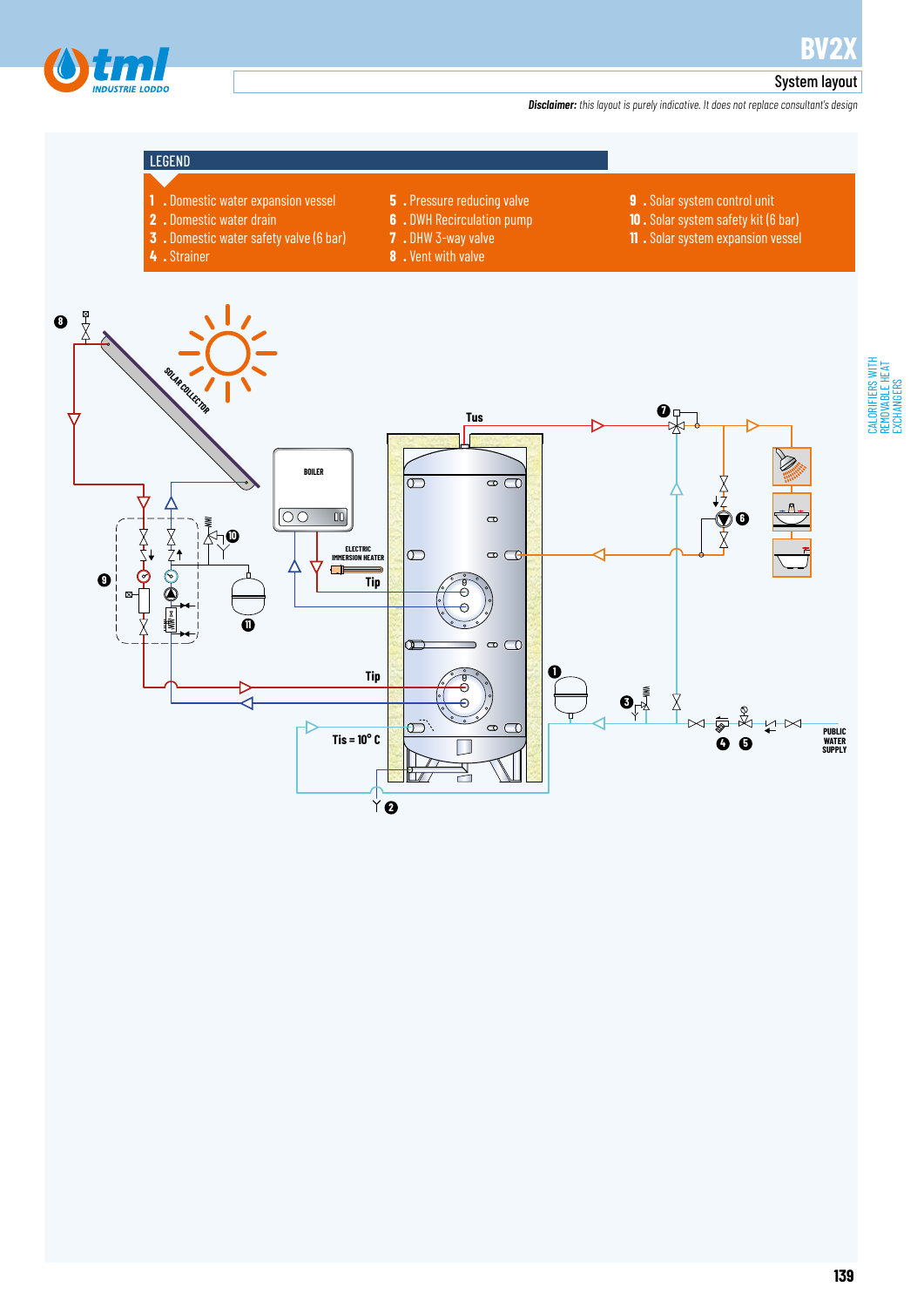# BV2X

## System layout

***Disclaimer:*** *this layout is purely indicative. It does not replace consultant's design*

### LEGEND

1. Domestic water expansion vessel
2. Domestic water drain
3. Domestic water safety valve (6 bar)
4. Strainer
5. Pressure reducing valve
6. DWH Recirculation pump
7. DHW 3-way valve
8. Vent with valve
9. Solar system control unit
10. Solar system safety kit (6 bar)
11. Solar system expansion vessel

SOLAR COLLECTOR

BOILER

ELECTRIC IMMERSION HEATER

Tus

Tip

Tip

Tis = 10° C

PUBLIC WATER SUPPLY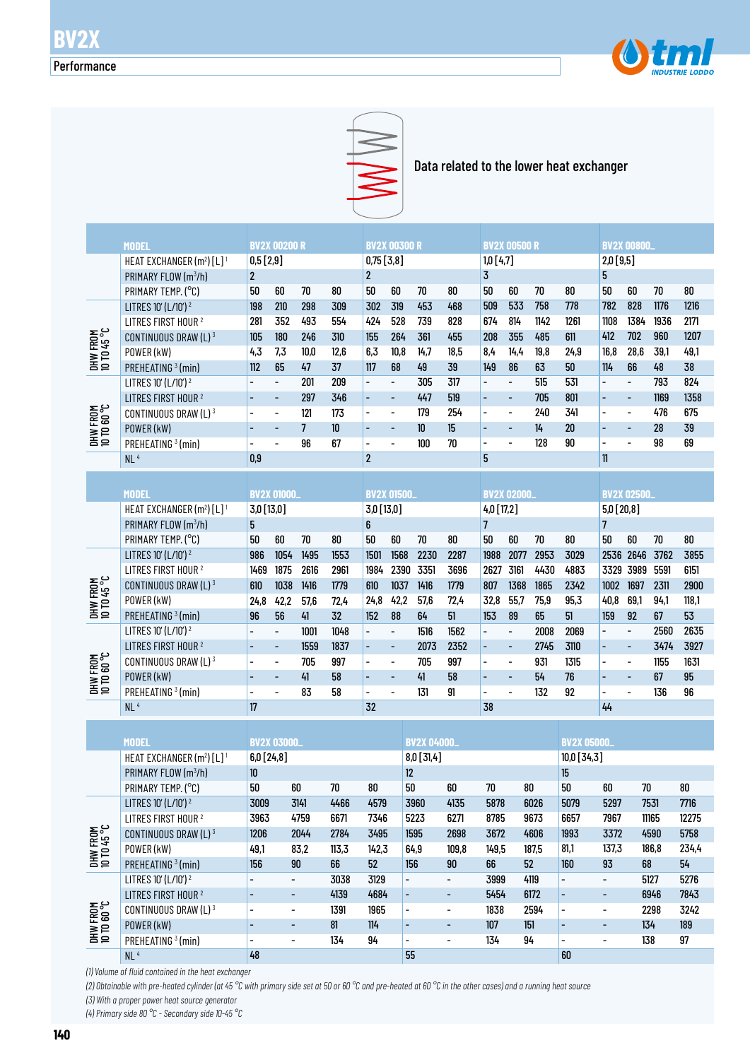# BV2X

## Performance

Data related to the lower heat exchanger

| | MODEL | BV2X 00200 R | | | | BV2X 00300 R | | | | BV2X 00500 R | | | | BV2X 00800_ | | | |
|---|---|---|---|---|---|---|---|---|---|---|---|---|---|---|---|---|---|
| | HEAT EXCHANGER (m²) [L] [1] | 0,5 [2,9] | | | | 0,75 [3,8] | | | | 1,0 [4,7] | | | | 2,0 [9,5] | | | |
| | PRIMARY FLOW (m³/h) | 2 | | | | 2 | | | | 3 | | | | 5 | | | |
| | PRIMARY TEMP. (°C) | 50 | 60 | 70 | 80 | 50 | 60 | 70 | 80 | 50 | 60 | 70 | 80 | 50 | 60 | 70 | 80 |
| DHW FROM 10 TO 45 °C | LITRES 10' (L/10') [2] | 198 | 210 | 298 | 309 | 302 | 319 | 453 | 468 | 509 | 533 | 758 | 778 | 782 | 828 | 1176 | 1216 |
| | LITRES FIRST HOUR [2] | 281 | 352 | 493 | 554 | 424 | 528 | 739 | 828 | 674 | 814 | 1142 | 1261 | 1108 | 1384 | 1936 | 2171 |
| | CONTINUOUS DRAW (L) [3] | 105 | 180 | 246 | 310 | 155 | 264 | 361 | 455 | 208 | 355 | 485 | 611 | 412 | 702 | 960 | 1207 |
| | POWER (kW) | 4,3 | 7,3 | 10,0 | 12,6 | 6,3 | 10,8 | 14,7 | 18,5 | 8,4 | 14,4 | 19,8 | 24,9 | 16,8 | 28,6 | 39,1 | 49,1 |
| | PREHEATING [3] (min) | 112 | 65 | 47 | 37 | 117 | 68 | 49 | 39 | 149 | 86 | 63 | 50 | 114 | 66 | 48 | 38 |
| DHW FROM 10 TO 60 °C | LITRES 10' (L/10') [2] | - | - | 201 | 209 | - | - | 305 | 317 | - | - | 515 | 531 | - | - | 793 | 824 |
| | LITRES FIRST HOUR [2] | - | - | 297 | 346 | - | - | 447 | 519 | - | - | 705 | 801 | - | - | 1169 | 1358 |
| | CONTINUOUS DRAW (L) [3] | - | - | 121 | 173 | - | - | 179 | 254 | - | - | 240 | 341 | - | - | 476 | 675 |
| | POWER (kW) | - | - | 7 | 10 | - | - | 10 | 15 | - | - | 14 | 20 | - | - | 28 | 39 |
| | PREHEATING [3] (min) | - | - | 96 | 67 | - | - | 100 | 70 | - | - | 128 | 90 | - | - | 98 | 69 |
| | NL [4] | 0,9 | | | | 2 | | | | 5 | | | | 11 | | | |

| | MODEL | BV2X 01000_ | | | | BV2X 01500_ | | | | BV2X 02000_ | | | | BV2X 02500_ | | | |
|---|---|---|---|---|---|---|---|---|---|---|---|---|---|---|---|---|---|
| | HEAT EXCHANGER (m²) [L] [1] | 3,0 [13,0] | | | | 3,0 [13,0] | | | | 4,0 [17,2] | | | | 5,0 [20,8] | | | |
| | PRIMARY FLOW (m³/h) | 5 | | | | 6 | | | | 7 | | | | 7 | | | |
| | PRIMARY TEMP. (°C) | 50 | 60 | 70 | 80 | 50 | 60 | 70 | 80 | 50 | 60 | 70 | 80 | 50 | 60 | 70 | 80 |
| DHW FROM 10 TO 45 °C | LITRES 10' (L/10') [2] | 986 | 1054 | 1495 | 1553 | 1501 | 1568 | 2230 | 2287 | 1988 | 2077 | 2953 | 3029 | 2536 | 2646 | 3762 | 3855 |
| | LITRES FIRST HOUR [2] | 1469 | 1875 | 2616 | 2961 | 1984 | 2390 | 3351 | 3696 | 2627 | 3161 | 4430 | 4883 | 3329 | 3989 | 5591 | 6151 |
| | CONTINUOUS DRAW (L) [3] | 610 | 1038 | 1416 | 1779 | 610 | 1037 | 1416 | 1779 | 807 | 1368 | 1865 | 2342 | 1002 | 1697 | 2311 | 2900 |
| | POWER (kW) | 24,8 | 42,2 | 57,6 | 72,4 | 24,8 | 42,2 | 57,6 | 72,4 | 32,8 | 55,7 | 75,9 | 95,3 | 40,8 | 69,1 | 94,1 | 118,1 |
| | PREHEATING [3] (min) | 96 | 56 | 41 | 32 | 152 | 88 | 64 | 51 | 153 | 89 | 65 | 51 | 159 | 92 | 67 | 53 |
| DHW FROM 10 TO 60 °C | LITRES 10' (L/10') [2] | - | - | 1001 | 1048 | - | - | 1516 | 1562 | - | - | 2008 | 2069 | - | - | 2560 | 2635 |
| | LITRES FIRST HOUR [2] | - | - | 1559 | 1837 | - | - | 2073 | 2352 | - | - | 2745 | 3110 | - | - | 3474 | 3927 |
| | CONTINUOUS DRAW (L) [3] | - | - | 705 | 997 | - | - | 705 | 997 | - | - | 931 | 1315 | - | - | 1155 | 1631 |
| | POWER (kW) | - | - | 41 | 58 | - | - | 41 | 58 | - | - | 54 | 76 | - | - | 67 | 95 |
| | PREHEATING [3] (min) | - | - | 83 | 58 | - | - | 131 | 91 | - | - | 132 | 92 | - | - | 136 | 96 |
| | NL [4] | 17 | | | | 32 | | | | 38 | | | | 44 | | | |

| | MODEL | BV2X 03000_ | | | | BV2X 04000_ | | | | BV2X 05000_ | | | |
|---|---|---|---|---|---|---|---|---|---|---|---|---|---|
| | HEAT EXCHANGER (m²) [L] [1] | 6,0 [24,8] | | | | 8,0 [31,4] | | | | 10,0 [34,3] | | | |
| | PRIMARY FLOW (m³/h) | 10 | | | | 12 | | | | 15 | | | |
| | PRIMARY TEMP. (°C) | 50 | 60 | 70 | 80 | 50 | 60 | 70 | 80 | 50 | 60 | 70 | 80 |
| DHW FROM 10 TO 45 °C | LITRES 10' (L/10') [2] | 3009 | 3141 | 4466 | 4579 | 3960 | 4135 | 5878 | 6026 | 5079 | 5297 | 7531 | 7716 |
| | LITRES FIRST HOUR [2] | 3963 | 4759 | 6671 | 7346 | 5223 | 6271 | 8785 | 9673 | 6657 | 7967 | 11165 | 12275 |
| | CONTINUOUS DRAW (L) [3] | 1206 | 2044 | 2784 | 3495 | 1595 | 2698 | 3672 | 4606 | 1993 | 3372 | 4590 | 5758 |
| | POWER (kW) | 49,1 | 83,2 | 113,3 | 142,3 | 64,9 | 109,8 | 149,5 | 187,5 | 81,1 | 137,3 | 186,8 | 234,4 |
| | PREHEATING [3] (min) | 156 | 90 | 66 | 52 | 156 | 90 | 66 | 52 | 160 | 93 | 68 | 54 |
| DHW FROM 10 TO 60 °C | LITRES 10' (L/10') [2] | - | - | 3038 | 3129 | - | - | 3999 | 4119 | - | - | 5127 | 5276 |
| | LITRES FIRST HOUR [2] | - | - | 4139 | 4684 | - | - | 5454 | 6172 | - | - | 6946 | 7843 |
| | CONTINUOUS DRAW (L) [3] | - | - | 1391 | 1965 | - | - | 1838 | 2594 | - | - | 2298 | 3242 |
| | POWER (kW) | - | - | 81 | 114 | - | - | 107 | 151 | - | - | 134 | 189 |
| | PREHEATING [3] (min) | - | - | 134 | 94 | - | - | 134 | 94 | - | - | 138 | 97 |
| | NL [4] | 48 | | | | 55 | | | | 60 | | | |

*(1) Volume of fluid contained in the heat exchanger*

*(2) Obtainable with pre-heated cylinder (at 45 °C with primary side set at 50 or 60 °C and pre-heated at 60 °C in the other cases) and a running heat source*

*(3) With a proper power heat source generator*

*(4) Primary side 80 °C - Secondary side 10-45 °C*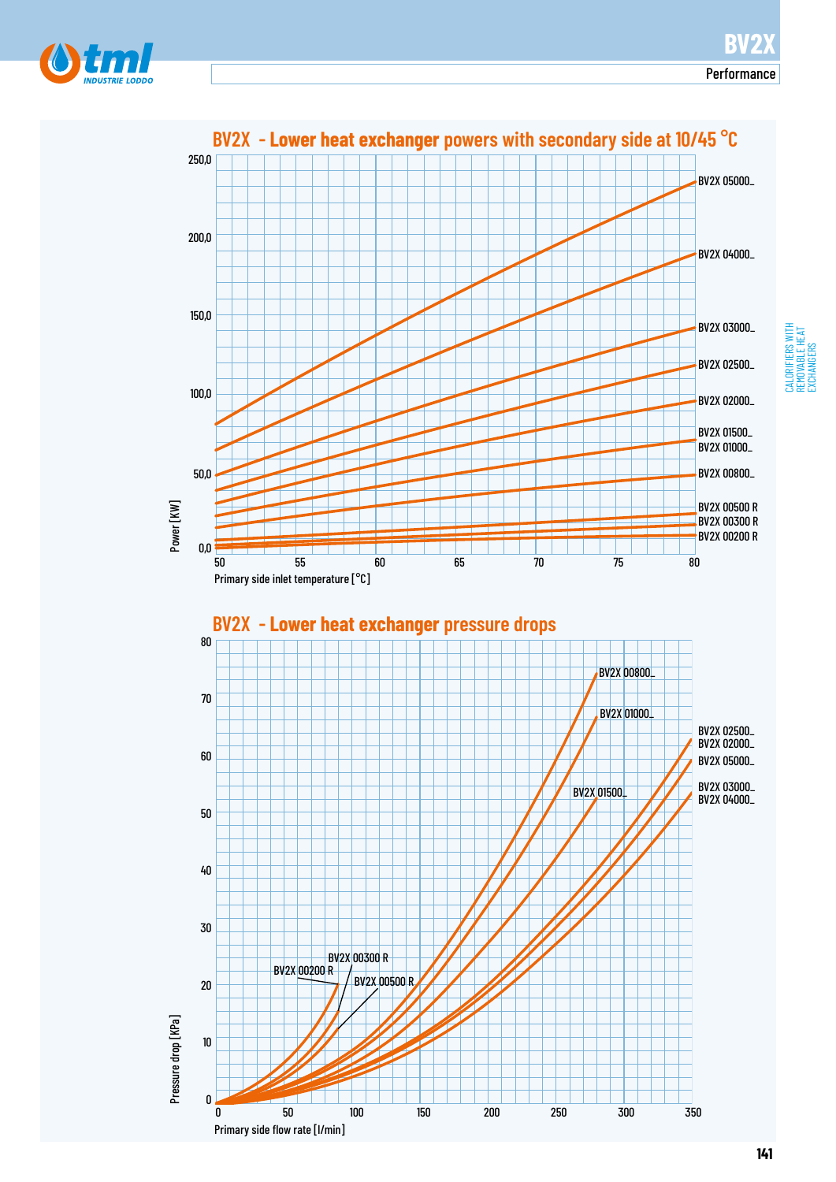## BV2X - Lower heat exchanger powers with secondary side at 10/45 °C

Power [KW] (0,0 – 250,0) vs. Primary side inlet temperature [°C] (50 – 80)

Curves: BV2X 05000_, BV2X 04000_, BV2X 03000_, BV2X 02500_, BV2X 02000_, BV2X 01500_, BV2X 01000_, BV2X 00800_, BV2X 00500 R, BV2X 00300 R, BV2X 00200 R

## BV2X - Lower heat exchanger pressure drops

Pressure drop [KPa] (0 – 80) vs. Primary side flow rate [l/min] (0 – 350)

Curves: BV2X 00800_, BV2X 01000_, BV2X 01500_, BV2X 02500_, BV2X 02000_, BV2X 05000_, BV2X 03000_, BV2X 04000_, BV2X 00200 R, BV2X 00300 R, BV2X 00500 R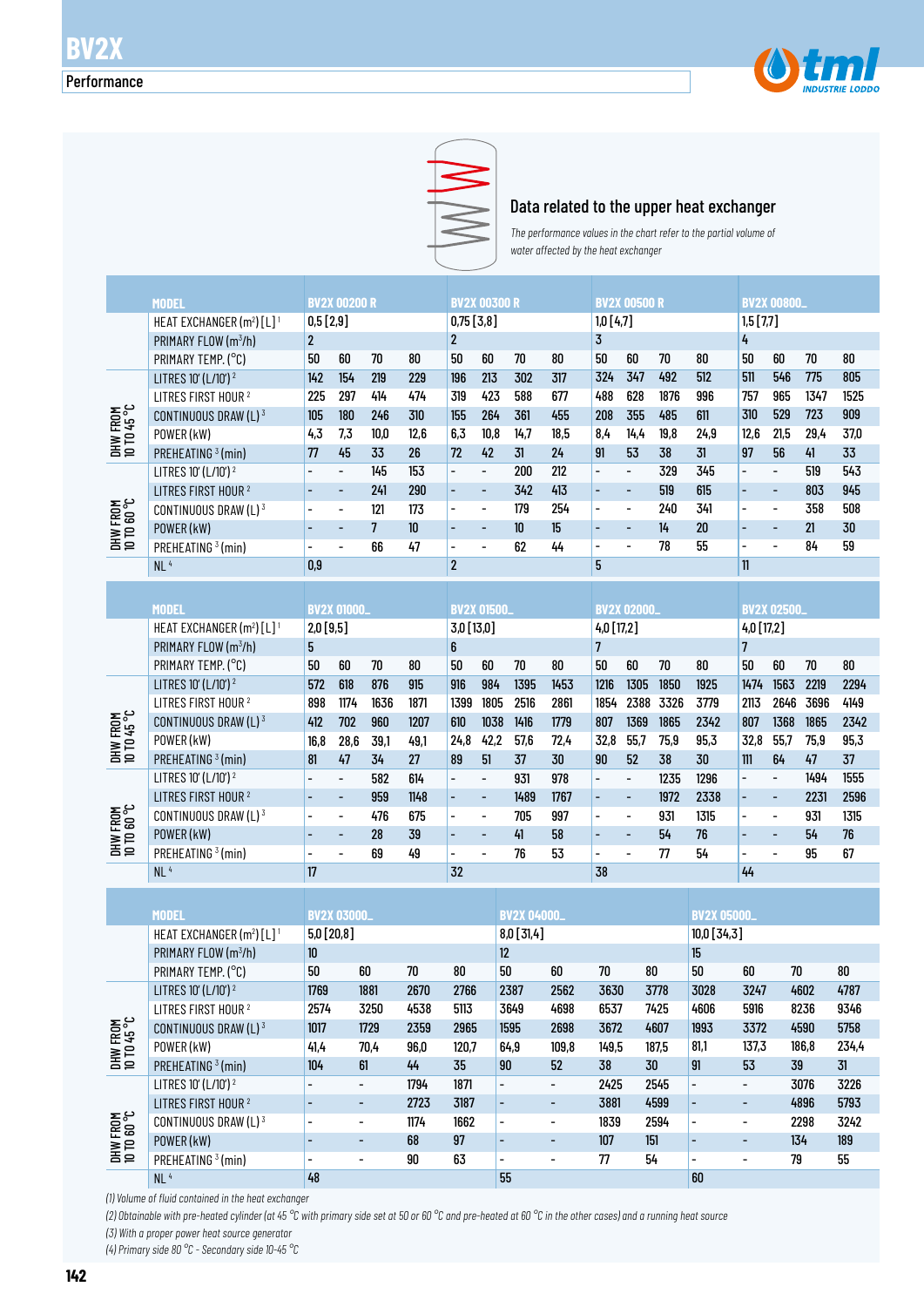# BV2X

## Performance

### Data related to the upper heat exchanger

*The performance values in the chart refer to the partial volume of water affected by the heat exchanger*

| | MODEL | BV2X 00200 R | | | | BV2X 00300 R | | | | BV2X 00500 R | | | | BV2X 00800_ | | | |
|---|---|---|---|---|---|---|---|---|---|---|---|---|---|---|---|---|---|
| | HEAT EXCHANGER (m²) [L] [1] | 0,5 [2,9] | | | | 0,75 [3,8] | | | | 1,0 [4,7] | | | | 1,5 [7,7] | | | |
| | PRIMARY FLOW (m³/h) | 2 | | | | 2 | | | | 3 | | | | 4 | | | |
| | PRIMARY TEMP. (°C) | 50 | 60 | 70 | 80 | 50 | 60 | 70 | 80 | 50 | 60 | 70 | 80 | 50 | 60 | 70 | 80 |
| DHW FROM 10 TO 45 °C | LITRES 10' (L/10') [2] | 142 | 154 | 219 | 229 | 196 | 213 | 302 | 317 | 324 | 347 | 492 | 512 | 511 | 546 | 775 | 805 |
| | LITRES FIRST HOUR [2] | 225 | 297 | 414 | 474 | 319 | 423 | 588 | 677 | 488 | 628 | 1876 | 996 | 757 | 965 | 1347 | 1525 |
| | CONTINUOUS DRAW (L) [3] | 105 | 180 | 246 | 310 | 155 | 264 | 361 | 455 | 208 | 355 | 485 | 611 | 310 | 529 | 723 | 909 |
| | POWER (kW) | 4,3 | 7,3 | 10,0 | 12,6 | 6,3 | 10,8 | 14,7 | 18,5 | 8,4 | 14,4 | 19,8 | 24,9 | 12,6 | 21,5 | 29,4 | 37,0 |
| | PREHEATING [3] (min) | 77 | 45 | 33 | 26 | 72 | 42 | 31 | 24 | 91 | 53 | 38 | 31 | 97 | 56 | 41 | 33 |
| DHW FROM 10 TO 60 °C | LITRES 10' (L/10') [2] | - | - | 145 | 153 | - | - | 200 | 212 | - | - | 329 | 345 | - | - | 519 | 543 |
| | LITRES FIRST HOUR [2] | - | - | 241 | 290 | - | - | 342 | 413 | - | - | 519 | 615 | - | - | 803 | 945 |
| | CONTINUOUS DRAW (L) [3] | - | - | 121 | 173 | - | - | 179 | 254 | - | - | 240 | 341 | - | - | 358 | 508 |
| | POWER (kW) | - | - | 7 | 10 | - | - | 10 | 15 | - | - | 14 | 20 | - | - | 21 | 30 |
| | PREHEATING [3] (min) | - | - | 66 | 47 | - | - | 62 | 44 | - | - | 78 | 55 | - | - | 84 | 59 |
| | NL [4] | 0,9 | | | | 2 | | | | 5 | | | | 11 | | | |

| | MODEL | BV2X 01000_ | | | | BV2X 01500_ | | | | BV2X 02000_ | | | | BV2X 02500_ | | | |
|---|---|---|---|---|---|---|---|---|---|---|---|---|---|---|---|---|---|
| | HEAT EXCHANGER (m²) [L] [1] | 2,0 [9,5] | | | | 3,0 [13,0] | | | | 4,0 [17,2] | | | | 4,0 [17,2] | | | |
| | PRIMARY FLOW (m³/h) | 5 | | | | 6 | | | | 7 | | | | 7 | | | |
| | PRIMARY TEMP. (°C) | 50 | 60 | 70 | 80 | 50 | 60 | 70 | 80 | 50 | 60 | 70 | 80 | 50 | 60 | 70 | 80 |
| DHW FROM 10 TO 45 °C | LITRES 10' (L/10') [2] | 572 | 618 | 876 | 915 | 916 | 984 | 1395 | 1453 | 1216 | 1305 | 1850 | 1925 | 1474 | 1563 | 2219 | 2294 |
| | LITRES FIRST HOUR [2] | 898 | 1174 | 1636 | 1871 | 1399 | 1805 | 2516 | 2861 | 1854 | 2388 | 3326 | 3779 | 2113 | 2646 | 3696 | 4149 |
| | CONTINUOUS DRAW (L) [3] | 412 | 702 | 960 | 1207 | 610 | 1038 | 1416 | 1779 | 807 | 1369 | 1865 | 2342 | 807 | 1368 | 1865 | 2342 |
| | POWER (kW) | 16,8 | 28,6 | 39,1 | 49,1 | 24,8 | 42,2 | 57,6 | 72,4 | 32,8 | 55,7 | 75,9 | 95,3 | 32,8 | 55,7 | 75,9 | 95,3 |
| | PREHEATING [3] (min) | 81 | 47 | 34 | 27 | 89 | 51 | 37 | 30 | 90 | 52 | 38 | 30 | 111 | 64 | 47 | 37 |
| DHW FROM 10 TO 60 °C | LITRES 10' (L/10') [2] | - | - | 582 | 614 | - | - | 931 | 978 | - | - | 1235 | 1296 | - | - | 1494 | 1555 |
| | LITRES FIRST HOUR [2] | - | - | 959 | 1148 | - | - | 1489 | 1767 | - | - | 1972 | 2338 | - | - | 2231 | 2596 |
| | CONTINUOUS DRAW (L) [3] | - | - | 476 | 675 | - | - | 705 | 997 | - | - | 931 | 1315 | - | - | 931 | 1315 |
| | POWER (kW) | - | - | 28 | 39 | - | - | 41 | 58 | - | - | 54 | 76 | - | - | 54 | 76 |
| | PREHEATING [3] (min) | - | - | 69 | 49 | - | - | 76 | 53 | - | - | 77 | 54 | - | - | 95 | 67 |
| | NL [4] | 17 | | | | 32 | | | | 38 | | | | 44 | | | |

| | MODEL | BV2X 03000_ | | | | BV2X 04000_ | | | | BV2X 05000_ | | | |
|---|---|---|---|---|---|---|---|---|---|---|---|---|---|
| | HEAT EXCHANGER (m²) [L] [1] | 5,0 [20,8] | | | | 8,0 [31,4] | | | | 10,0 [34,3] | | | |
| | PRIMARY FLOW (m³/h) | 10 | | | | 12 | | | | 15 | | | |
| | PRIMARY TEMP. (°C) | 50 | 60 | 70 | 80 | 50 | 60 | 70 | 80 | 50 | 60 | 70 | 80 |
| DHW FROM 10 TO 45 °C | LITRES 10' (L/10') [2] | 1769 | 1881 | 2670 | 2766 | 2387 | 2562 | 3630 | 3778 | 3028 | 3247 | 4602 | 4787 |
| | LITRES FIRST HOUR [2] | 2574 | 3250 | 4538 | 5113 | 3649 | 4698 | 6537 | 7425 | 4606 | 5916 | 8236 | 9346 |
| | CONTINUOUS DRAW (L) [3] | 1017 | 1729 | 2359 | 2965 | 1595 | 2698 | 3672 | 4607 | 1993 | 3372 | 4590 | 5758 |
| | POWER (kW) | 41,4 | 70,4 | 96,0 | 120,7 | 64,9 | 109,8 | 149,5 | 187,5 | 81,1 | 137,3 | 186,8 | 234,4 |
| | PREHEATING [3] (min) | 104 | 61 | 44 | 35 | 90 | 52 | 38 | 30 | 91 | 53 | 39 | 31 |
| DHW FROM 10 TO 60 °C | LITRES 10' (L/10') [2] | - | - | 1794 | 1871 | - | - | 2425 | 2545 | - | - | 3076 | 3226 |
| | LITRES FIRST HOUR [2] | - | - | 2723 | 3187 | - | - | 3881 | 4599 | - | - | 4896 | 5793 |
| | CONTINUOUS DRAW (L) [3] | - | - | 1174 | 1662 | - | - | 1839 | 2594 | - | - | 2298 | 3242 |
| | POWER (kW) | - | - | 68 | 97 | - | - | 107 | 151 | - | - | 134 | 189 |
| | PREHEATING [3] (min) | - | - | 90 | 63 | - | - | 77 | 54 | - | - | 79 | 55 |
| | NL [4] | 48 | | | | 55 | | | | 60 | | | |

*(1) Volume of fluid contained in the heat exchanger*

*(2) Obtainable with pre-heated cylinder (at 45 °C with primary side set at 50 or 60 °C and pre-heated at 60 °C in the other cases) and a running heat source*

*(3) With a proper power heat source generator*

*(4) Primary side 80 °C - Secondary side 10-45 °C*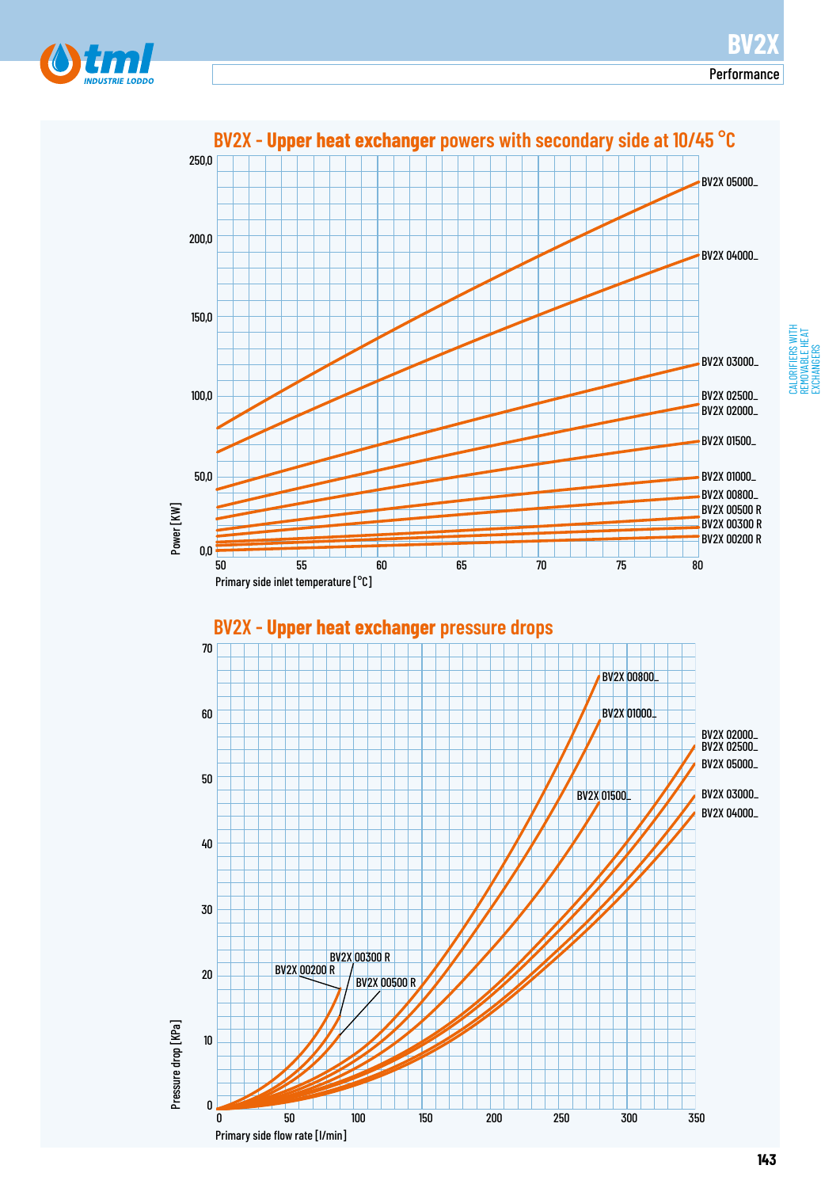## BV2X - **Upper heat exchanger** powers with secondary side at 10/45 °C

Power [KW]

250,0
200,0
150,0
100,0
50,0
0,0

50
55
60
65
70
75
80

Primary side inlet temperature [°C]

BV2X 05000_
BV2X 04000_
BV2X 03000_
BV2X 02500_
BV2X 02000_
BV2X 01500_
BV2X 01000_
BV2X 00800_
BV2X 00500 R
BV2X 00300 R
BV2X 00200 R

## BV2X - **Upper heat exchanger** pressure drops

Pressure drop [KPa]

70
60
50
40
30
20
10
0

0
50
100
150
200
250
300
350

Primary side flow rate [l/min]

BV2X 00800_
BV2X 01000_
BV2X 01500_
BV2X 02000_
BV2X 02500_
BV2X 05000_
BV2X 03000_
BV2X 04000_
BV2X 00300 R
BV2X 00200 R
BV2X 00500 R

CALORIFIERS WITH REMOVABLE HEAT EXCHANGERS